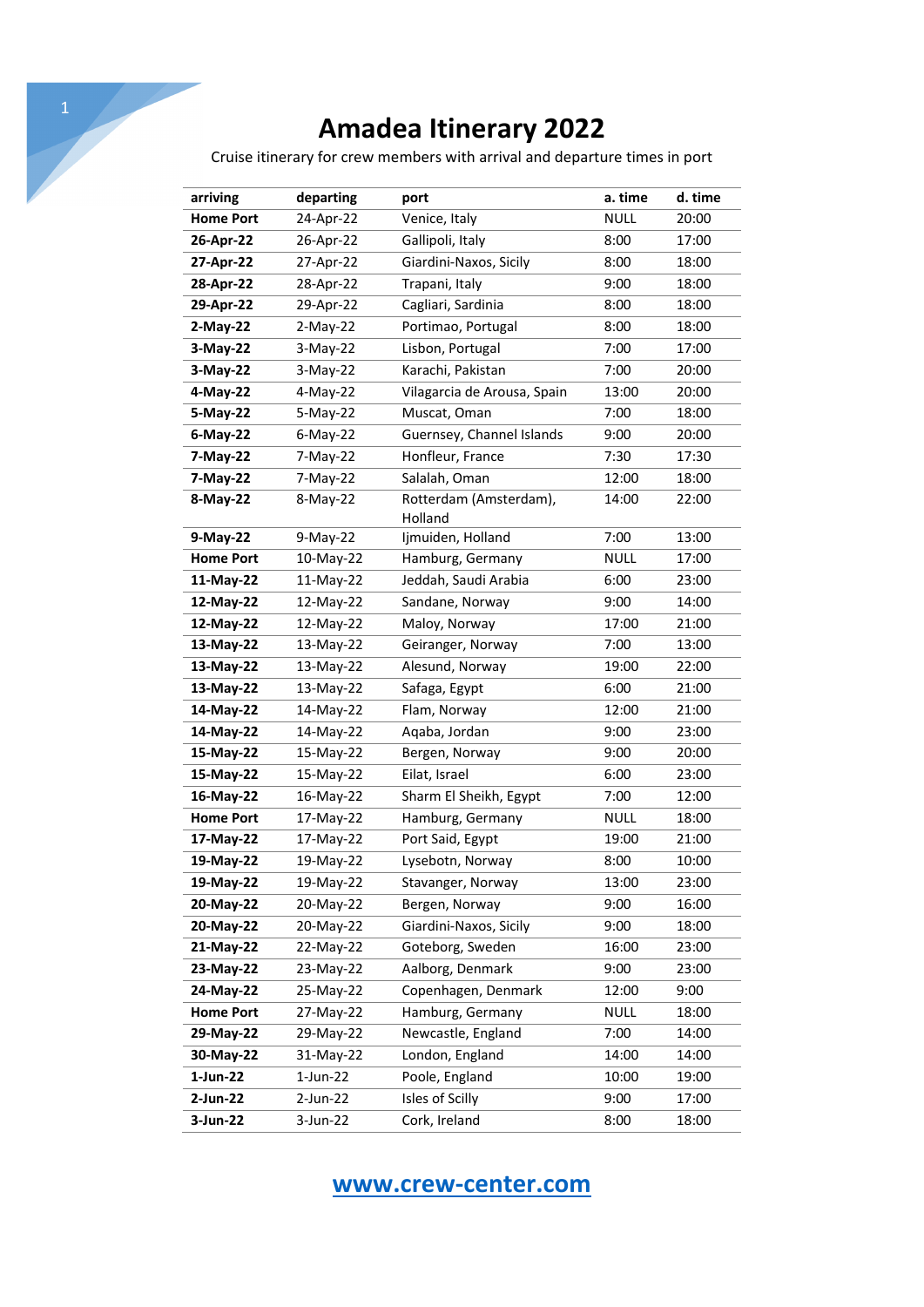# Amadea Itinerary 2022

Cruise itinerary for crew members with arrival and departure times in port

| arriving | departing | port | a. time | d. time |
|---|---|---|---|---|
| **Home Port** | 24-Apr-22 | Venice, Italy | NULL | 20:00 |
| **26-Apr-22** | 26-Apr-22 | Gallipoli, Italy | 8:00 | 17:00 |
| **27-Apr-22** | 27-Apr-22 | Giardini-Naxos, Sicily | 8:00 | 18:00 |
| **28-Apr-22** | 28-Apr-22 | Trapani, Italy | 9:00 | 18:00 |
| **29-Apr-22** | 29-Apr-22 | Cagliari, Sardinia | 8:00 | 18:00 |
| **2-May-22** | 2-May-22 | Portimao, Portugal | 8:00 | 18:00 |
| **3-May-22** | 3-May-22 | Lisbon, Portugal | 7:00 | 17:00 |
| **3-May-22** | 3-May-22 | Karachi, Pakistan | 7:00 | 20:00 |
| **4-May-22** | 4-May-22 | Vilagarcia de Arousa, Spain | 13:00 | 20:00 |
| **5-May-22** | 5-May-22 | Muscat, Oman | 7:00 | 18:00 |
| **6-May-22** | 6-May-22 | Guernsey, Channel Islands | 9:00 | 20:00 |
| **7-May-22** | 7-May-22 | Honfleur, France | 7:30 | 17:30 |
| **7-May-22** | 7-May-22 | Salalah, Oman | 12:00 | 18:00 |
| **8-May-22** | 8-May-22 | Rotterdam (Amsterdam), Holland | 14:00 | 22:00 |
| **9-May-22** | 9-May-22 | Ijmuiden, Holland | 7:00 | 13:00 |
| **Home Port** | 10-May-22 | Hamburg, Germany | NULL | 17:00 |
| **11-May-22** | 11-May-22 | Jeddah, Saudi Arabia | 6:00 | 23:00 |
| **12-May-22** | 12-May-22 | Sandane, Norway | 9:00 | 14:00 |
| **12-May-22** | 12-May-22 | Maloy, Norway | 17:00 | 21:00 |
| **13-May-22** | 13-May-22 | Geiranger, Norway | 7:00 | 13:00 |
| **13-May-22** | 13-May-22 | Alesund, Norway | 19:00 | 22:00 |
| **13-May-22** | 13-May-22 | Safaga, Egypt | 6:00 | 21:00 |
| **14-May-22** | 14-May-22 | Flam, Norway | 12:00 | 21:00 |
| **14-May-22** | 14-May-22 | Aqaba, Jordan | 9:00 | 23:00 |
| **15-May-22** | 15-May-22 | Bergen, Norway | 9:00 | 20:00 |
| **15-May-22** | 15-May-22 | Eilat, Israel | 6:00 | 23:00 |
| **16-May-22** | 16-May-22 | Sharm El Sheikh, Egypt | 7:00 | 12:00 |
| **Home Port** | 17-May-22 | Hamburg, Germany | NULL | 18:00 |
| **17-May-22** | 17-May-22 | Port Said, Egypt | 19:00 | 21:00 |
| **19-May-22** | 19-May-22 | Lysebotn, Norway | 8:00 | 10:00 |
| **19-May-22** | 19-May-22 | Stavanger, Norway | 13:00 | 23:00 |
| **20-May-22** | 20-May-22 | Bergen, Norway | 9:00 | 16:00 |
| **20-May-22** | 20-May-22 | Giardini-Naxos, Sicily | 9:00 | 18:00 |
| **21-May-22** | 22-May-22 | Goteborg, Sweden | 16:00 | 23:00 |
| **23-May-22** | 23-May-22 | Aalborg, Denmark | 9:00 | 23:00 |
| **24-May-22** | 25-May-22 | Copenhagen, Denmark | 12:00 | 9:00 |
| **Home Port** | 27-May-22 | Hamburg, Germany | NULL | 18:00 |
| **29-May-22** | 29-May-22 | Newcastle, England | 7:00 | 14:00 |
| **30-May-22** | 31-May-22 | London, England | 14:00 | 14:00 |
| **1-Jun-22** | 1-Jun-22 | Poole, England | 10:00 | 19:00 |
| **2-Jun-22** | 2-Jun-22 | Isles of Scilly | 9:00 | 17:00 |
| **3-Jun-22** | 3-Jun-22 | Cork, Ireland | 8:00 | 18:00 |

**www.crew-center.com**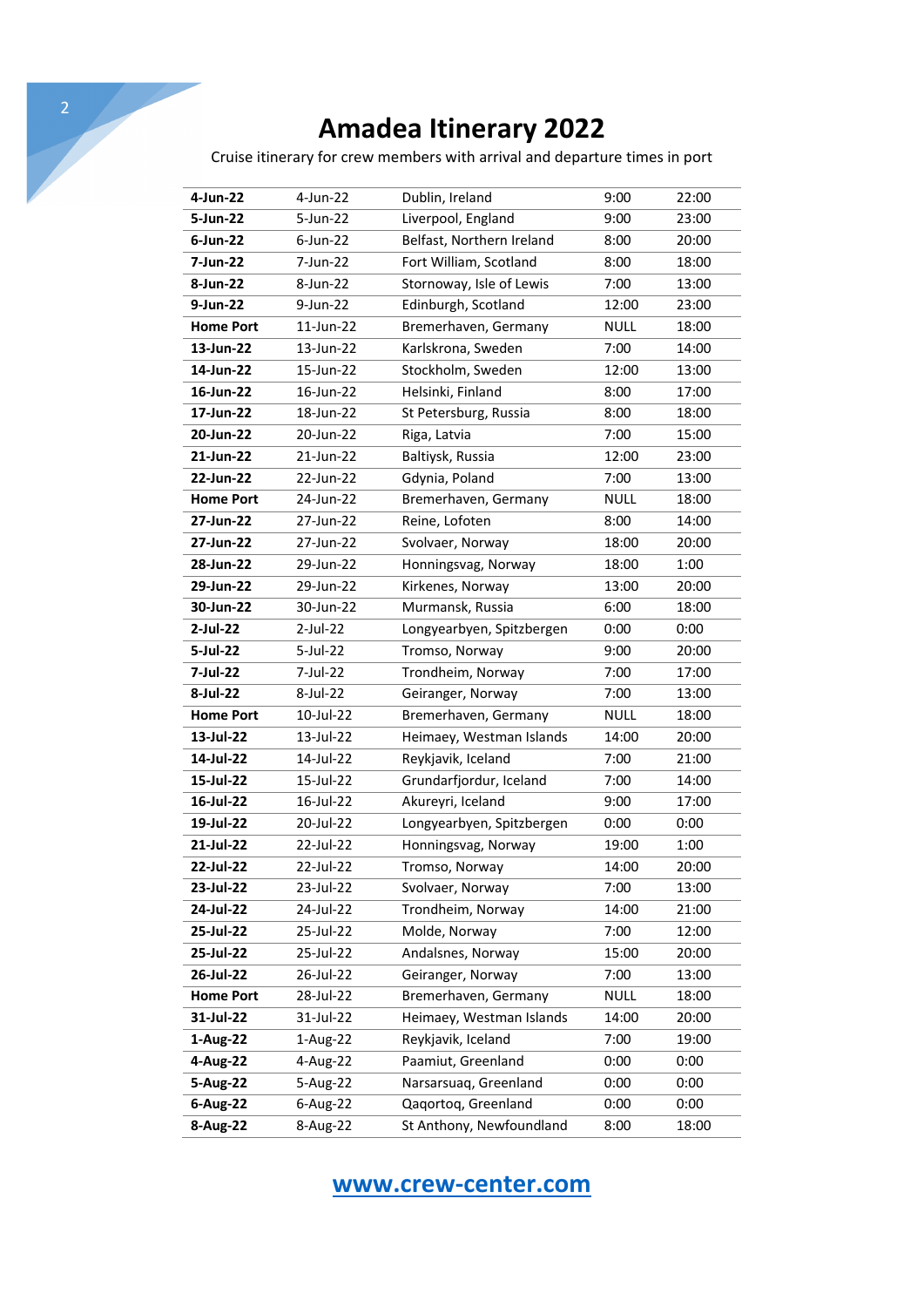# Amadea Itinerary 2022

Cruise itinerary for crew members with arrival and departure times in port

| | | | | |
|---|---|---|---|---|
| **4-Jun-22** | 4-Jun-22 | Dublin, Ireland | 9:00 | 22:00 |
| **5-Jun-22** | 5-Jun-22 | Liverpool, England | 9:00 | 23:00 |
| **6-Jun-22** | 6-Jun-22 | Belfast, Northern Ireland | 8:00 | 20:00 |
| **7-Jun-22** | 7-Jun-22 | Fort William, Scotland | 8:00 | 18:00 |
| **8-Jun-22** | 8-Jun-22 | Stornoway, Isle of Lewis | 7:00 | 13:00 |
| **9-Jun-22** | 9-Jun-22 | Edinburgh, Scotland | 12:00 | 23:00 |
| **Home Port** | 11-Jun-22 | Bremerhaven, Germany | NULL | 18:00 |
| **13-Jun-22** | 13-Jun-22 | Karlskrona, Sweden | 7:00 | 14:00 |
| **14-Jun-22** | 15-Jun-22 | Stockholm, Sweden | 12:00 | 13:00 |
| **16-Jun-22** | 16-Jun-22 | Helsinki, Finland | 8:00 | 17:00 |
| **17-Jun-22** | 18-Jun-22 | St Petersburg, Russia | 8:00 | 18:00 |
| **20-Jun-22** | 20-Jun-22 | Riga, Latvia | 7:00 | 15:00 |
| **21-Jun-22** | 21-Jun-22 | Baltiysk, Russia | 12:00 | 23:00 |
| **22-Jun-22** | 22-Jun-22 | Gdynia, Poland | 7:00 | 13:00 |
| **Home Port** | 24-Jun-22 | Bremerhaven, Germany | NULL | 18:00 |
| **27-Jun-22** | 27-Jun-22 | Reine, Lofoten | 8:00 | 14:00 |
| **27-Jun-22** | 27-Jun-22 | Svolvaer, Norway | 18:00 | 20:00 |
| **28-Jun-22** | 29-Jun-22 | Honningsvag, Norway | 18:00 | 1:00 |
| **29-Jun-22** | 29-Jun-22 | Kirkenes, Norway | 13:00 | 20:00 |
| **30-Jun-22** | 30-Jun-22 | Murmansk, Russia | 6:00 | 18:00 |
| **2-Jul-22** | 2-Jul-22 | Longyearbyen, Spitzbergen | 0:00 | 0:00 |
| **5-Jul-22** | 5-Jul-22 | Tromso, Norway | 9:00 | 20:00 |
| **7-Jul-22** | 7-Jul-22 | Trondheim, Norway | 7:00 | 17:00 |
| **8-Jul-22** | 8-Jul-22 | Geiranger, Norway | 7:00 | 13:00 |
| **Home Port** | 10-Jul-22 | Bremerhaven, Germany | NULL | 18:00 |
| **13-Jul-22** | 13-Jul-22 | Heimaey, Westman Islands | 14:00 | 20:00 |
| **14-Jul-22** | 14-Jul-22 | Reykjavik, Iceland | 7:00 | 21:00 |
| **15-Jul-22** | 15-Jul-22 | Grundarfjordur, Iceland | 7:00 | 14:00 |
| **16-Jul-22** | 16-Jul-22 | Akureyri, Iceland | 9:00 | 17:00 |
| **19-Jul-22** | 20-Jul-22 | Longyearbyen, Spitzbergen | 0:00 | 0:00 |
| **21-Jul-22** | 22-Jul-22 | Honningsvag, Norway | 19:00 | 1:00 |
| **22-Jul-22** | 22-Jul-22 | Tromso, Norway | 14:00 | 20:00 |
| **23-Jul-22** | 23-Jul-22 | Svolvaer, Norway | 7:00 | 13:00 |
| **24-Jul-22** | 24-Jul-22 | Trondheim, Norway | 14:00 | 21:00 |
| **25-Jul-22** | 25-Jul-22 | Molde, Norway | 7:00 | 12:00 |
| **25-Jul-22** | 25-Jul-22 | Andalsnes, Norway | 15:00 | 20:00 |
| **26-Jul-22** | 26-Jul-22 | Geiranger, Norway | 7:00 | 13:00 |
| **Home Port** | 28-Jul-22 | Bremerhaven, Germany | NULL | 18:00 |
| **31-Jul-22** | 31-Jul-22 | Heimaey, Westman Islands | 14:00 | 20:00 |
| **1-Aug-22** | 1-Aug-22 | Reykjavik, Iceland | 7:00 | 19:00 |
| **4-Aug-22** | 4-Aug-22 | Paamiut, Greenland | 0:00 | 0:00 |
| **5-Aug-22** | 5-Aug-22 | Narsarsuaq, Greenland | 0:00 | 0:00 |
| **6-Aug-22** | 6-Aug-22 | Qaqortoq, Greenland | 0:00 | 0:00 |
| **8-Aug-22** | 8-Aug-22 | St Anthony, Newfoundland | 8:00 | 18:00 |

[www.crew-center.com](http://www.crew-center.com)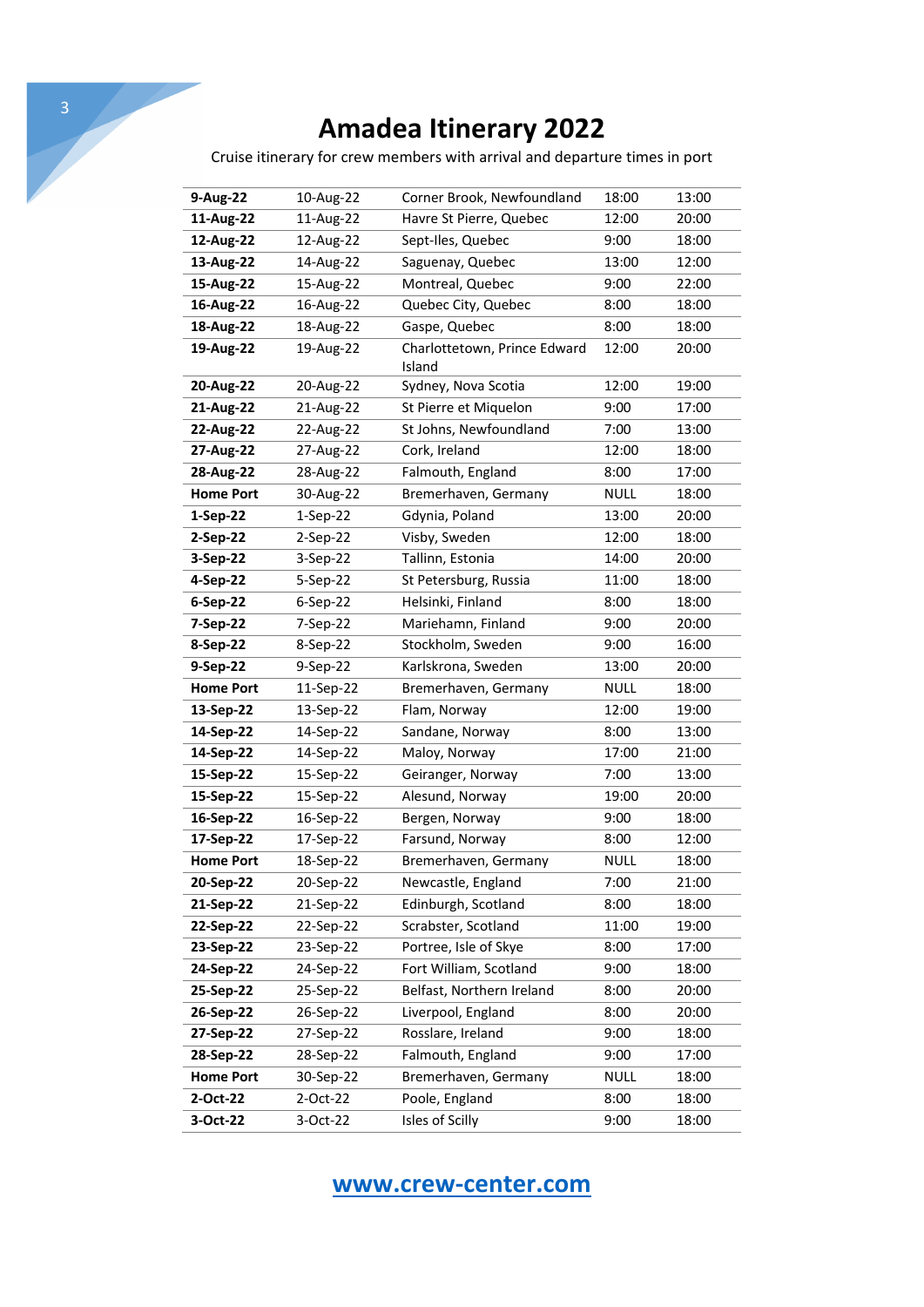# Amadea Itinerary 2022

Cruise itinerary for crew members with arrival and departure times in port

| | | | | |
|---|---|---|---|---|
| **9-Aug-22** | 10-Aug-22 | Corner Brook, Newfoundland | 18:00 | 13:00 |
| **11-Aug-22** | 11-Aug-22 | Havre St Pierre, Quebec | 12:00 | 20:00 |
| **12-Aug-22** | 12-Aug-22 | Sept-Iles, Quebec | 9:00 | 18:00 |
| **13-Aug-22** | 14-Aug-22 | Saguenay, Quebec | 13:00 | 12:00 |
| **15-Aug-22** | 15-Aug-22 | Montreal, Quebec | 9:00 | 22:00 |
| **16-Aug-22** | 16-Aug-22 | Quebec City, Quebec | 8:00 | 18:00 |
| **18-Aug-22** | 18-Aug-22 | Gaspe, Quebec | 8:00 | 18:00 |
| **19-Aug-22** | 19-Aug-22 | Charlottetown, Prince Edward Island | 12:00 | 20:00 |
| **20-Aug-22** | 20-Aug-22 | Sydney, Nova Scotia | 12:00 | 19:00 |
| **21-Aug-22** | 21-Aug-22 | St Pierre et Miquelon | 9:00 | 17:00 |
| **22-Aug-22** | 22-Aug-22 | St Johns, Newfoundland | 7:00 | 13:00 |
| **27-Aug-22** | 27-Aug-22 | Cork, Ireland | 12:00 | 18:00 |
| **28-Aug-22** | 28-Aug-22 | Falmouth, England | 8:00 | 17:00 |
| **Home Port** | 30-Aug-22 | Bremerhaven, Germany | NULL | 18:00 |
| **1-Sep-22** | 1-Sep-22 | Gdynia, Poland | 13:00 | 20:00 |
| **2-Sep-22** | 2-Sep-22 | Visby, Sweden | 12:00 | 18:00 |
| **3-Sep-22** | 3-Sep-22 | Tallinn, Estonia | 14:00 | 20:00 |
| **4-Sep-22** | 5-Sep-22 | St Petersburg, Russia | 11:00 | 18:00 |
| **6-Sep-22** | 6-Sep-22 | Helsinki, Finland | 8:00 | 18:00 |
| **7-Sep-22** | 7-Sep-22 | Mariehamn, Finland | 9:00 | 20:00 |
| **8-Sep-22** | 8-Sep-22 | Stockholm, Sweden | 9:00 | 16:00 |
| **9-Sep-22** | 9-Sep-22 | Karlskrona, Sweden | 13:00 | 20:00 |
| **Home Port** | 11-Sep-22 | Bremerhaven, Germany | NULL | 18:00 |
| **13-Sep-22** | 13-Sep-22 | Flam, Norway | 12:00 | 19:00 |
| **14-Sep-22** | 14-Sep-22 | Sandane, Norway | 8:00 | 13:00 |
| **14-Sep-22** | 14-Sep-22 | Maloy, Norway | 17:00 | 21:00 |
| **15-Sep-22** | 15-Sep-22 | Geiranger, Norway | 7:00 | 13:00 |
| **15-Sep-22** | 15-Sep-22 | Alesund, Norway | 19:00 | 20:00 |
| **16-Sep-22** | 16-Sep-22 | Bergen, Norway | 9:00 | 18:00 |
| **17-Sep-22** | 17-Sep-22 | Farsund, Norway | 8:00 | 12:00 |
| **Home Port** | 18-Sep-22 | Bremerhaven, Germany | NULL | 18:00 |
| **20-Sep-22** | 20-Sep-22 | Newcastle, England | 7:00 | 21:00 |
| **21-Sep-22** | 21-Sep-22 | Edinburgh, Scotland | 8:00 | 18:00 |
| **22-Sep-22** | 22-Sep-22 | Scrabster, Scotland | 11:00 | 19:00 |
| **23-Sep-22** | 23-Sep-22 | Portree, Isle of Skye | 8:00 | 17:00 |
| **24-Sep-22** | 24-Sep-22 | Fort William, Scotland | 9:00 | 18:00 |
| **25-Sep-22** | 25-Sep-22 | Belfast, Northern Ireland | 8:00 | 20:00 |
| **26-Sep-22** | 26-Sep-22 | Liverpool, England | 8:00 | 20:00 |
| **27-Sep-22** | 27-Sep-22 | Rosslare, Ireland | 9:00 | 18:00 |
| **28-Sep-22** | 28-Sep-22 | Falmouth, England | 9:00 | 17:00 |
| **Home Port** | 30-Sep-22 | Bremerhaven, Germany | NULL | 18:00 |
| **2-Oct-22** | 2-Oct-22 | Poole, England | 8:00 | 18:00 |
| **3-Oct-22** | 3-Oct-22 | Isles of Scilly | 9:00 | 18:00 |

[www.crew-center.com](http://www.crew-center.com)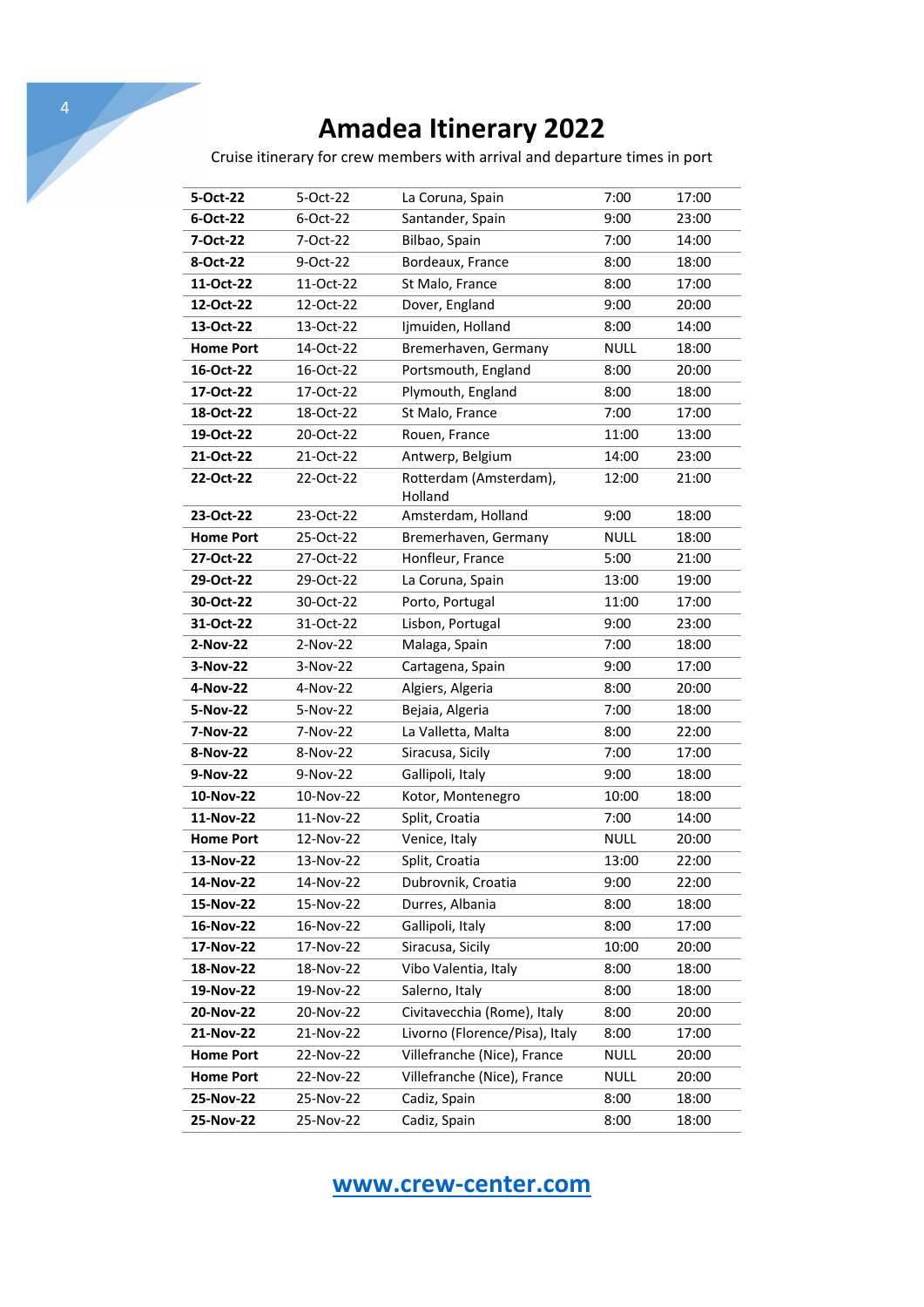# Amadea Itinerary 2022

Cruise itinerary for crew members with arrival and departure times in port

| | | | | |
|---|---|---|---|---|
| **5-Oct-22** | 5-Oct-22 | La Coruna, Spain | 7:00 | 17:00 |
| **6-Oct-22** | 6-Oct-22 | Santander, Spain | 9:00 | 23:00 |
| **7-Oct-22** | 7-Oct-22 | Bilbao, Spain | 7:00 | 14:00 |
| **8-Oct-22** | 9-Oct-22 | Bordeaux, France | 8:00 | 18:00 |
| **11-Oct-22** | 11-Oct-22 | St Malo, France | 8:00 | 17:00 |
| **12-Oct-22** | 12-Oct-22 | Dover, England | 9:00 | 20:00 |
| **13-Oct-22** | 13-Oct-22 | Ijmuiden, Holland | 8:00 | 14:00 |
| **Home Port** | 14-Oct-22 | Bremerhaven, Germany | NULL | 18:00 |
| **16-Oct-22** | 16-Oct-22 | Portsmouth, England | 8:00 | 20:00 |
| **17-Oct-22** | 17-Oct-22 | Plymouth, England | 8:00 | 18:00 |
| **18-Oct-22** | 18-Oct-22 | St Malo, France | 7:00 | 17:00 |
| **19-Oct-22** | 20-Oct-22 | Rouen, France | 11:00 | 13:00 |
| **21-Oct-22** | 21-Oct-22 | Antwerp, Belgium | 14:00 | 23:00 |
| **22-Oct-22** | 22-Oct-22 | Rotterdam (Amsterdam), Holland | 12:00 | 21:00 |
| **23-Oct-22** | 23-Oct-22 | Amsterdam, Holland | 9:00 | 18:00 |
| **Home Port** | 25-Oct-22 | Bremerhaven, Germany | NULL | 18:00 |
| **27-Oct-22** | 27-Oct-22 | Honfleur, France | 5:00 | 21:00 |
| **29-Oct-22** | 29-Oct-22 | La Coruna, Spain | 13:00 | 19:00 |
| **30-Oct-22** | 30-Oct-22 | Porto, Portugal | 11:00 | 17:00 |
| **31-Oct-22** | 31-Oct-22 | Lisbon, Portugal | 9:00 | 23:00 |
| **2-Nov-22** | 2-Nov-22 | Malaga, Spain | 7:00 | 18:00 |
| **3-Nov-22** | 3-Nov-22 | Cartagena, Spain | 9:00 | 17:00 |
| **4-Nov-22** | 4-Nov-22 | Algiers, Algeria | 8:00 | 20:00 |
| **5-Nov-22** | 5-Nov-22 | Bejaia, Algeria | 7:00 | 18:00 |
| **7-Nov-22** | 7-Nov-22 | La Valletta, Malta | 8:00 | 22:00 |
| **8-Nov-22** | 8-Nov-22 | Siracusa, Sicily | 7:00 | 17:00 |
| **9-Nov-22** | 9-Nov-22 | Gallipoli, Italy | 9:00 | 18:00 |
| **10-Nov-22** | 10-Nov-22 | Kotor, Montenegro | 10:00 | 18:00 |
| **11-Nov-22** | 11-Nov-22 | Split, Croatia | 7:00 | 14:00 |
| **Home Port** | 12-Nov-22 | Venice, Italy | NULL | 20:00 |
| **13-Nov-22** | 13-Nov-22 | Split, Croatia | 13:00 | 22:00 |
| **14-Nov-22** | 14-Nov-22 | Dubrovnik, Croatia | 9:00 | 22:00 |
| **15-Nov-22** | 15-Nov-22 | Durres, Albania | 8:00 | 18:00 |
| **16-Nov-22** | 16-Nov-22 | Gallipoli, Italy | 8:00 | 17:00 |
| **17-Nov-22** | 17-Nov-22 | Siracusa, Sicily | 10:00 | 20:00 |
| **18-Nov-22** | 18-Nov-22 | Vibo Valentia, Italy | 8:00 | 18:00 |
| **19-Nov-22** | 19-Nov-22 | Salerno, Italy | 8:00 | 18:00 |
| **20-Nov-22** | 20-Nov-22 | Civitavecchia (Rome), Italy | 8:00 | 20:00 |
| **21-Nov-22** | 21-Nov-22 | Livorno (Florence/Pisa), Italy | 8:00 | 17:00 |
| **Home Port** | 22-Nov-22 | Villefranche (Nice), France | NULL | 20:00 |
| **Home Port** | 22-Nov-22 | Villefranche (Nice), France | NULL | 20:00 |
| **25-Nov-22** | 25-Nov-22 | Cadiz, Spain | 8:00 | 18:00 |
| **25-Nov-22** | 25-Nov-22 | Cadiz, Spain | 8:00 | 18:00 |

[www.crew-center.com](http://www.crew-center.com)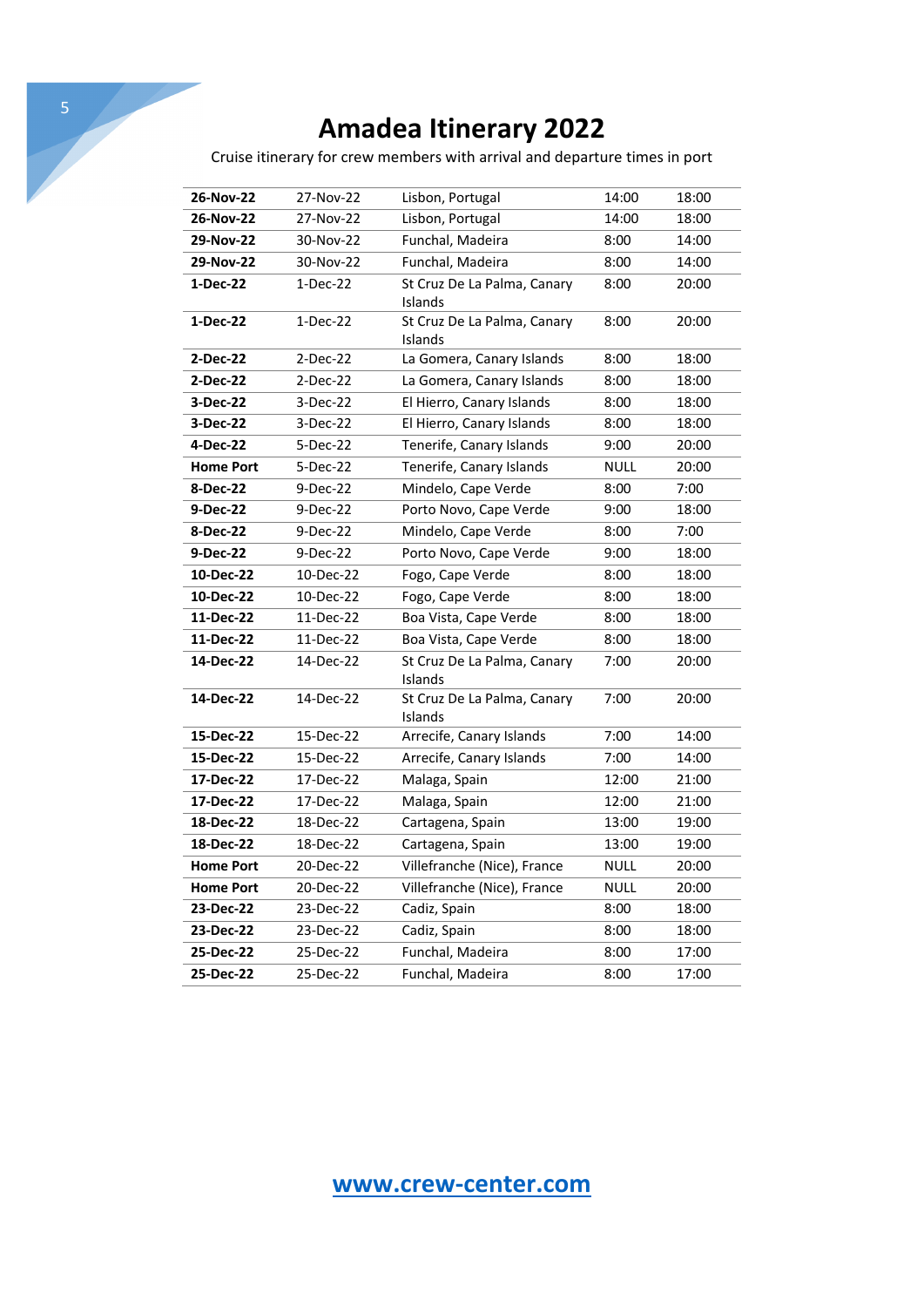# Amadea Itinerary 2022

Cruise itinerary for crew members with arrival and departure times in port

| | | | | |
|---|---|---|---|---|
| **26-Nov-22** | 27-Nov-22 | Lisbon, Portugal | 14:00 | 18:00 |
| **26-Nov-22** | 27-Nov-22 | Lisbon, Portugal | 14:00 | 18:00 |
| **29-Nov-22** | 30-Nov-22 | Funchal, Madeira | 8:00 | 14:00 |
| **29-Nov-22** | 30-Nov-22 | Funchal, Madeira | 8:00 | 14:00 |
| **1-Dec-22** | 1-Dec-22 | St Cruz De La Palma, Canary Islands | 8:00 | 20:00 |
| **1-Dec-22** | 1-Dec-22 | St Cruz De La Palma, Canary Islands | 8:00 | 20:00 |
| **2-Dec-22** | 2-Dec-22 | La Gomera, Canary Islands | 8:00 | 18:00 |
| **2-Dec-22** | 2-Dec-22 | La Gomera, Canary Islands | 8:00 | 18:00 |
| **3-Dec-22** | 3-Dec-22 | El Hierro, Canary Islands | 8:00 | 18:00 |
| **3-Dec-22** | 3-Dec-22 | El Hierro, Canary Islands | 8:00 | 18:00 |
| **4-Dec-22** | 5-Dec-22 | Tenerife, Canary Islands | 9:00 | 20:00 |
| **Home Port** | 5-Dec-22 | Tenerife, Canary Islands | NULL | 20:00 |
| **8-Dec-22** | 9-Dec-22 | Mindelo, Cape Verde | 8:00 | 7:00 |
| **9-Dec-22** | 9-Dec-22 | Porto Novo, Cape Verde | 9:00 | 18:00 |
| **8-Dec-22** | 9-Dec-22 | Mindelo, Cape Verde | 8:00 | 7:00 |
| **9-Dec-22** | 9-Dec-22 | Porto Novo, Cape Verde | 9:00 | 18:00 |
| **10-Dec-22** | 10-Dec-22 | Fogo, Cape Verde | 8:00 | 18:00 |
| **10-Dec-22** | 10-Dec-22 | Fogo, Cape Verde | 8:00 | 18:00 |
| **11-Dec-22** | 11-Dec-22 | Boa Vista, Cape Verde | 8:00 | 18:00 |
| **11-Dec-22** | 11-Dec-22 | Boa Vista, Cape Verde | 8:00 | 18:00 |
| **14-Dec-22** | 14-Dec-22 | St Cruz De La Palma, Canary Islands | 7:00 | 20:00 |
| **14-Dec-22** | 14-Dec-22 | St Cruz De La Palma, Canary Islands | 7:00 | 20:00 |
| **15-Dec-22** | 15-Dec-22 | Arrecife, Canary Islands | 7:00 | 14:00 |
| **15-Dec-22** | 15-Dec-22 | Arrecife, Canary Islands | 7:00 | 14:00 |
| **17-Dec-22** | 17-Dec-22 | Malaga, Spain | 12:00 | 21:00 |
| **17-Dec-22** | 17-Dec-22 | Malaga, Spain | 12:00 | 21:00 |
| **18-Dec-22** | 18-Dec-22 | Cartagena, Spain | 13:00 | 19:00 |
| **18-Dec-22** | 18-Dec-22 | Cartagena, Spain | 13:00 | 19:00 |
| **Home Port** | 20-Dec-22 | Villefranche (Nice), France | NULL | 20:00 |
| **Home Port** | 20-Dec-22 | Villefranche (Nice), France | NULL | 20:00 |
| **23-Dec-22** | 23-Dec-22 | Cadiz, Spain | 8:00 | 18:00 |
| **23-Dec-22** | 23-Dec-22 | Cadiz, Spain | 8:00 | 18:00 |
| **25-Dec-22** | 25-Dec-22 | Funchal, Madeira | 8:00 | 17:00 |
| **25-Dec-22** | 25-Dec-22 | Funchal, Madeira | 8:00 | 17:00 |

www.crew-center.com